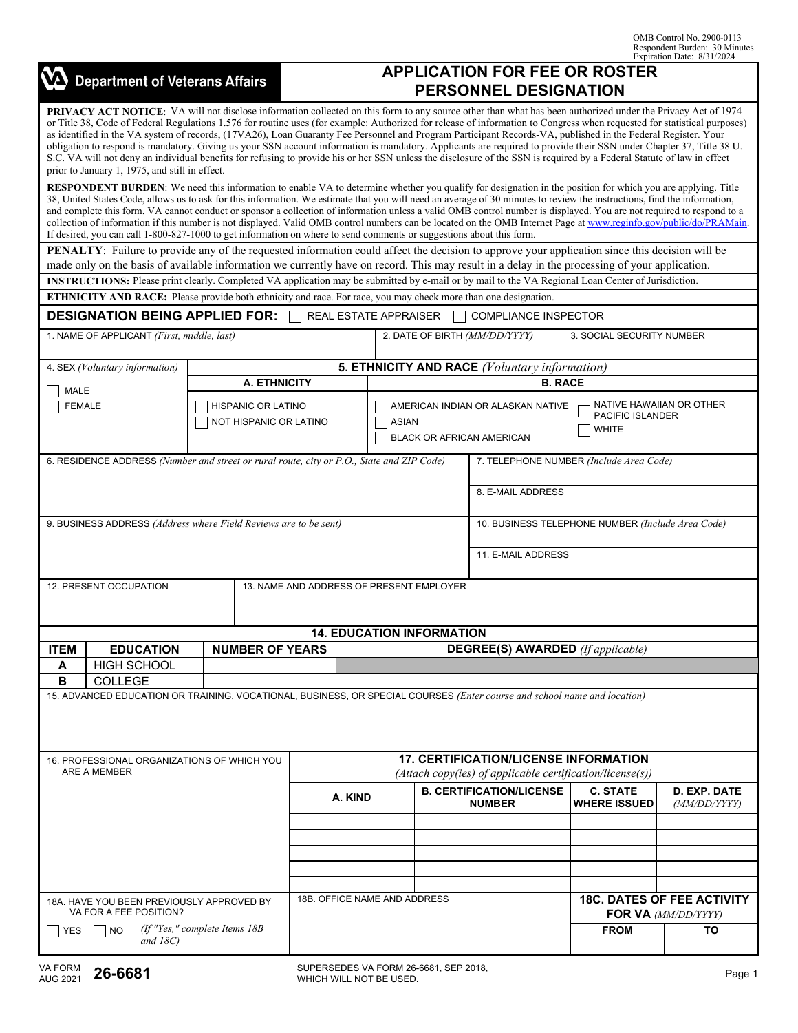OMB Control No. 2900-0113
Respondent Burden: 30 Minutes
Expiration Date: 8/31/2024

Department of Veterans Affairs

# APPLICATION FOR FEE OR ROSTER PERSONNEL DESIGNATION

**PRIVACY ACT NOTICE**: VA will not disclose information collected on this form to any source other than what has been authorized under the Privacy Act of 1974 or Title 38, Code of Federal Regulations 1.576 for routine uses (for example: Authorized for release of information to Congress when requested for statistical purposes) as identified in the VA system of records, (17VA26), Loan Guaranty Fee Personnel and Program Participant Records-VA, published in the Federal Register. Your obligation to respond is mandatory. Giving us your SSN account information is mandatory. Applicants are required to provide their SSN under Chapter 37, Title 38 U. S.C. VA will not deny an individual benefits for refusing to provide his or her SSN unless the disclosure of the SSN is required by a Federal Statute of law in effect prior to January 1, 1975, and still in effect.

**RESPONDENT BURDEN**: We need this information to enable VA to determine whether you qualify for designation in the position for which you are applying. Title 38, United States Code, allows us to ask for this information. We estimate that you will need an average of 30 minutes to review the instructions, find the information, and complete this form. VA cannot conduct or sponsor a collection of information unless a valid OMB control number is displayed. You are not required to respond to a collection of information if this number is not displayed. Valid OMB control numbers can be located on the OMB Internet Page at www.reginfo.gov/public/do/PRAMain. If desired, you can call 1-800-827-1000 to get information on where to send comments or suggestions about this form.

**PENALTY**: Failure to provide any of the requested information could affect the decision to approve your application since this decision will be made only on the basis of available information we currently have on record. This may result in a delay in the processing of your application.

**INSTRUCTIONS:** Please print clearly. Completed VA application may be submitted by e-mail or by mail to the VA Regional Loan Center of Jurisdiction.

**ETHNICITY AND RACE:** Please provide both ethnicity and race. For race, you may check more than one designation.

**DESIGNATION BEING APPLIED FOR:** ☐ REAL ESTATE APPRAISER ☐ COMPLIANCE INSPECTOR

| 1. NAME OF APPLICANT *(First, middle, last)* | 2. DATE OF BIRTH *(MM/DD/YYYY)* | 3. SOCIAL SECURITY NUMBER |
|---|---|---|
| | | |

| 4. SEX *(Voluntary information)* | 5. ETHNICITY AND RACE *(Voluntary information)* | |
|---|---|---|
| | A. ETHNICITY | B. RACE |
| ☐ MALE<br>☐ FEMALE | ☐ HISPANIC OR LATINO<br>☐ NOT HISPANIC OR LATINO | ☐ AMERICAN INDIAN OR ALASKAN NATIVE<br>☐ ASIAN<br>☐ BLACK OR AFRICAN AMERICAN<br>☐ NATIVE HAWAIIAN OR OTHER PACIFIC ISLANDER<br>☐ WHITE |

| 6. RESIDENCE ADDRESS *(Number and street or rural route, city or P.O., State and ZIP Code)* | 7. TELEPHONE NUMBER *(Include Area Code)* |
|---|---|
| | 8. E-MAIL ADDRESS |
| **9. BUSINESS ADDRESS** *(Address where Field Reviews are to be sent)* | **10. BUSINESS TELEPHONE NUMBER** *(Include Area Code)* |
| | 11. E-MAIL ADDRESS |

| 12. PRESENT OCCUPATION | 13. NAME AND ADDRESS OF PRESENT EMPLOYER |
|---|---|
| | |

**14. EDUCATION INFORMATION**

| ITEM | EDUCATION | NUMBER OF YEARS | DEGREE(S) AWARDED *(If applicable)* |
|---|---|---|---|
| A | HIGH SCHOOL | | |
| B | COLLEGE | | |

15. ADVANCED EDUCATION OR TRAINING, VOCATIONAL, BUSINESS, OR SPECIAL COURSES *(Enter course and school name and location)*

16. PROFESSIONAL ORGANIZATIONS OF WHICH YOU ARE A MEMBER

**17. CERTIFICATION/LICENSE INFORMATION**
*(Attach copy(ies) of applicable certification/license(s))*

| A. KIND | B. CERTIFICATION/LICENSE NUMBER | C. STATE WHERE ISSUED | D. EXP. DATE *(MM/DD/YYYY)* |
|---|---|---|---|
| | | | |
| | | | |
| | | | |
| | | | |
| | | | |

| 18A. HAVE YOU BEEN PREVIOUSLY APPROVED BY VA FOR A FEE POSITION? | 18B. OFFICE NAME AND ADDRESS | 18C. DATES OF FEE ACTIVITY FOR VA *(MM/DD/YYYY)* | |
|---|---|---|---|
| ☐ YES ☐ NO *(If "Yes," complete Items 18B and 18C)* | | FROM | TO |
| | | | |

VA FORM AUG 2021 **26-6681**

SUPERSEDES VA FORM 26-6681, SEP 2018, WHICH WILL NOT BE USED.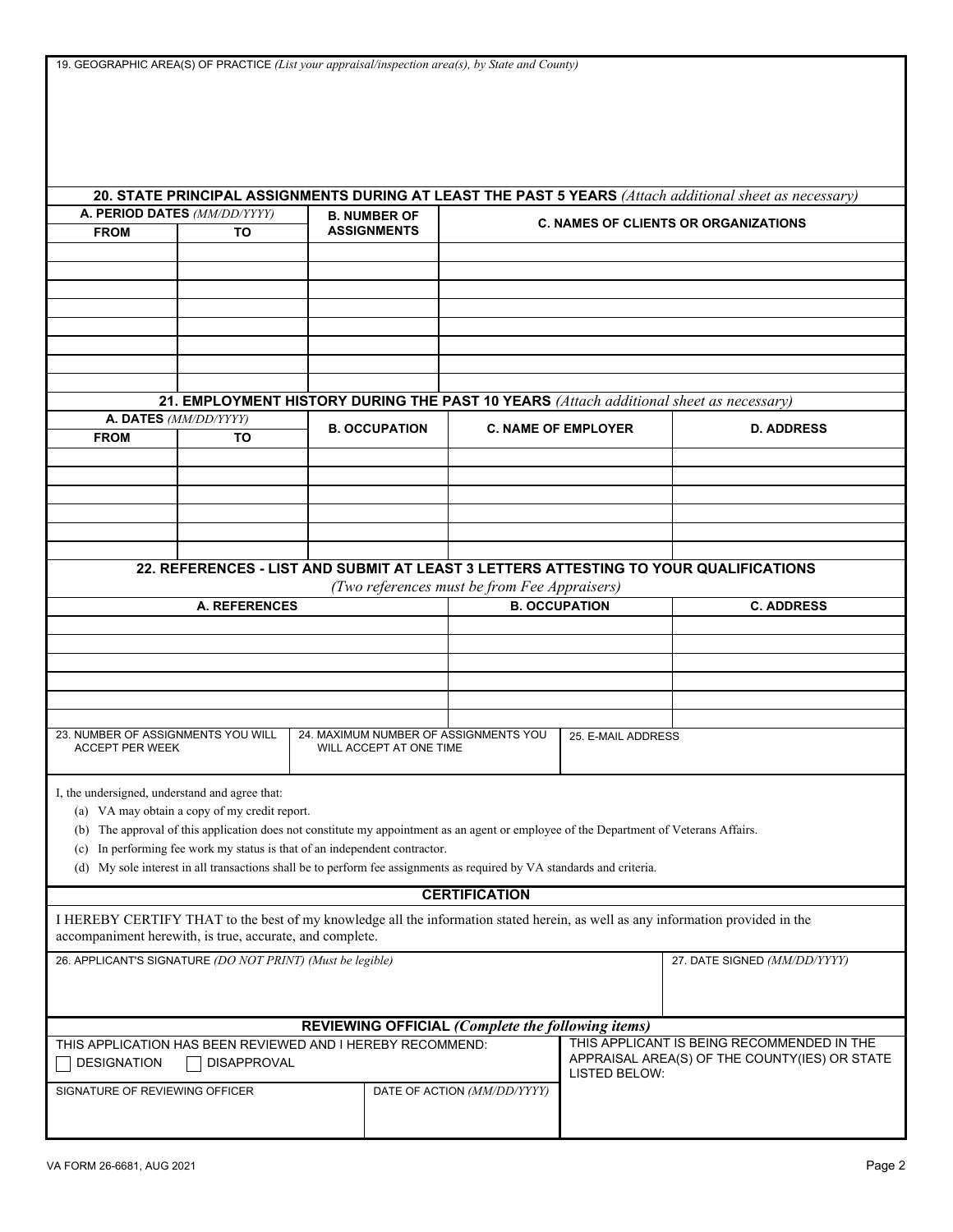19. GEOGRAPHIC AREA(S) OF PRACTICE *(List your appraisal/inspection area(s), by State and County)*

**20. STATE PRINCIPAL ASSIGNMENTS DURING AT LEAST THE PAST 5 YEARS** *(Attach additional sheet as necessary)*

| A. PERIOD DATES *(MM/DD/YYYY)* | | B. NUMBER OF ASSIGNMENTS | C. NAMES OF CLIENTS OR ORGANIZATIONS |
|---|---|---|---|
| FROM | TO | | |
| | | | |
| | | | |
| | | | |
| | | | |
| | | | |
| | | | |
| | | | |
| | | | |

**21. EMPLOYMENT HISTORY DURING THE PAST 10 YEARS** *(Attach additional sheet as necessary)*

| A. DATES *(MM/DD/YYYY)* | | B. OCCUPATION | C. NAME OF EMPLOYER | D. ADDRESS |
|---|---|---|---|---|
| FROM | TO | | | |
| | | | | |
| | | | | |
| | | | | |
| | | | | |
| | | | | |
| | | | | |

**22. REFERENCES - LIST AND SUBMIT AT LEAST 3 LETTERS ATTESTING TO YOUR QUALIFICATIONS**
*(Two references must be from Fee Appraisers)*

| A. REFERENCES | B. OCCUPATION | C. ADDRESS |
|---|---|---|
| | | |
| | | |
| | | |
| | | |
| | | |
| | | |

| 23. NUMBER OF ASSIGNMENTS YOU WILL ACCEPT PER WEEK | 24. MAXIMUM NUMBER OF ASSIGNMENTS YOU WILL ACCEPT AT ONE TIME | 25. E-MAIL ADDRESS |
|---|---|---|
| | | |

I, the undersigned, understand and agree that:

(a) VA may obtain a copy of my credit report.
(b) The approval of this application does not constitute my appointment as an agent or employee of the Department of Veterans Affairs.
(c) In performing fee work my status is that of an independent contractor.
(d) My sole interest in all transactions shall be to perform fee assignments as required by VA standards and criteria.

**CERTIFICATION**

I HEREBY CERTIFY THAT to the best of my knowledge all the information stated herein, as well as any information provided in the accompaniment herewith, is true, accurate, and complete.

| 26. APPLICANT'S SIGNATURE *(DO NOT PRINT) (Must be legible)* | 27. DATE SIGNED *(MM/DD/YYYY)* |
|---|---|
| | |

**REVIEWING OFFICIAL** *(Complete the following items)*

THIS APPLICATION HAS BEEN REVIEWED AND I HEREBY RECOMMEND:

☐ DESIGNATION ☐ DISAPPROVAL

THIS APPLICANT IS BEING RECOMMENDED IN THE APPRAISAL AREA(S) OF THE COUNTY(IES) OR STATE LISTED BELOW:

| SIGNATURE OF REVIEWING OFFICER | DATE OF ACTION *(MM/DD/YYYY)* |
|---|---|
| | |

VA FORM 26-6681, AUG 2021